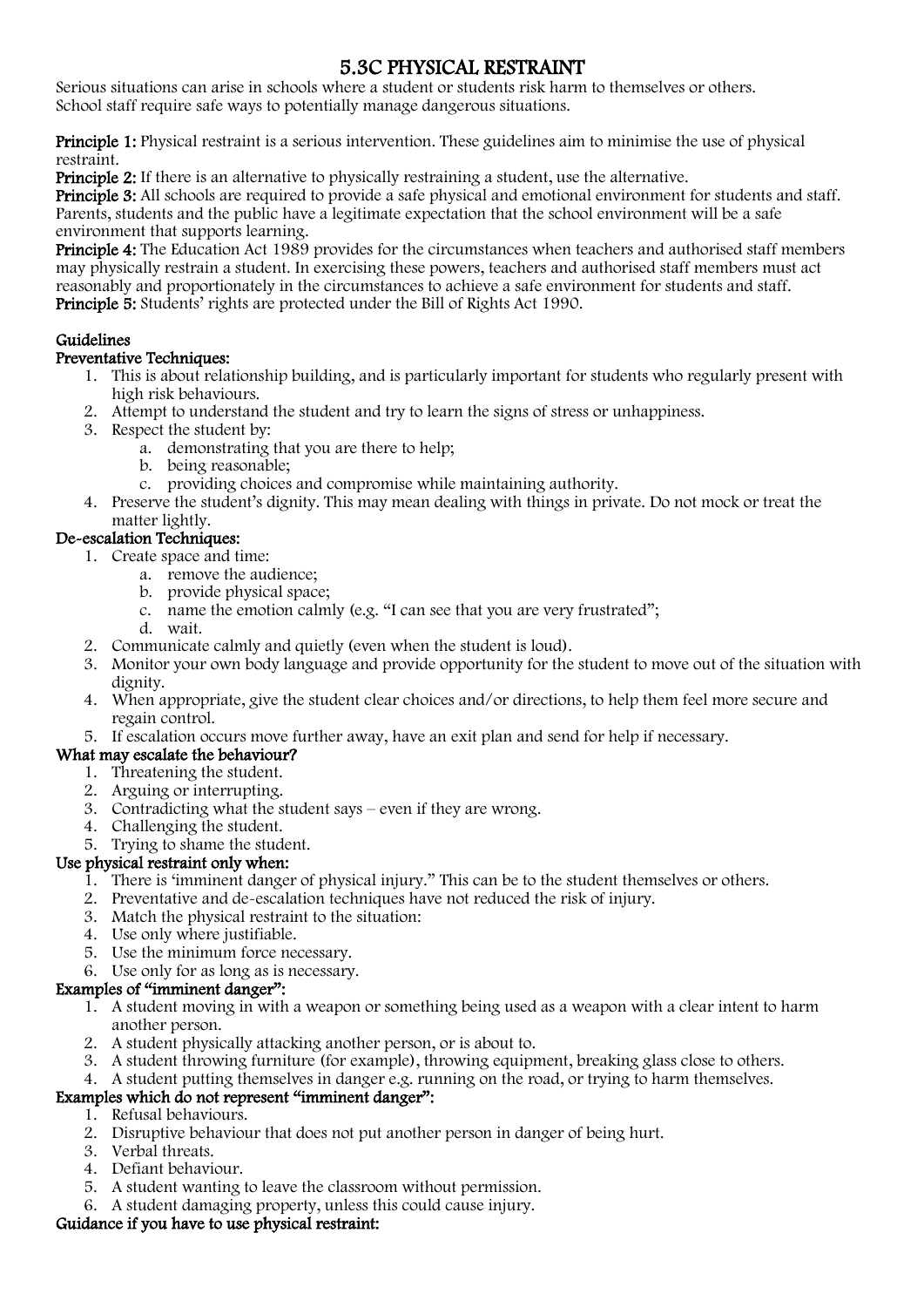# 5.3C PHYSICAL RESTRAINT

Serious situations can arise in schools where a student or students risk harm to themselves or others.
School staff require safe ways to potentially manage dangerous situations.

**Principle 1:** Physical restraint is a serious intervention. These guidelines aim to minimise the use of physical restraint.
**Principle 2:** If there is an alternative to physically restraining a student, use the alternative.
**Principle 3:** All schools are required to provide a safe physical and emotional environment for students and staff. Parents, students and the public have a legitimate expectation that the school environment will be a safe environment that supports learning.
**Principle 4:** The Education Act 1989 provides for the circumstances when teachers and authorised staff members may physically restrain a student. In exercising these powers, teachers and authorised staff members must act reasonably and proportionately in the circumstances to achieve a safe environment for students and staff.
**Principle 5:** Students' rights are protected under the Bill of Rights Act 1990.

## Guidelines

### Preventative Techniques:

1. This is about relationship building, and is particularly important for students who regularly present with high risk behaviours.
2. Attempt to understand the student and try to learn the signs of stress or unhappiness.
3. Respect the student by:
   a. demonstrating that you are there to help;
   b. being reasonable;
   c. providing choices and compromise while maintaining authority.
4. Preserve the student's dignity. This may mean dealing with things in private. Do not mock or treat the matter lightly.

### De-escalation Techniques:

1. Create space and time:
   a. remove the audience;
   b. provide physical space;
   c. name the emotion calmly (e.g. "I can see that you are very frustrated";
   d. wait.
2. Communicate calmly and quietly (even when the student is loud).
3. Monitor your own body language and provide opportunity for the student to move out of the situation with dignity.
4. When appropriate, give the student clear choices and/or directions, to help them feel more secure and regain control.
5. If escalation occurs move further away, have an exit plan and send for help if necessary.

### What may escalate the behaviour?

1. Threatening the student.
2. Arguing or interrupting.
3. Contradicting what the student says – even if they are wrong.
4. Challenging the student.
5. Trying to shame the student.

### Use physical restraint only when:

1. There is 'imminent danger of physical injury." This can be to the student themselves or others.
2. Preventative and de-escalation techniques have not reduced the risk of injury.
3. Match the physical restraint to the situation:
4. Use only where justifiable.
5. Use the minimum force necessary.
6. Use only for as long as is necessary.

### Examples of "imminent danger":

1. A student moving in with a weapon or something being used as a weapon with a clear intent to harm another person.
2. A student physically attacking another person, or is about to.
3. A student throwing furniture (for example), throwing equipment, breaking glass close to others.
4. A student putting themselves in danger e.g. running on the road, or trying to harm themselves.

### Examples which do not represent "imminent danger":

1. Refusal behaviours.
2. Disruptive behaviour that does not put another person in danger of being hurt.
3. Verbal threats.
4. Defiant behaviour.
5. A student wanting to leave the classroom without permission.
6. A student damaging property, unless this could cause injury.

### Guidance if you have to use physical restraint: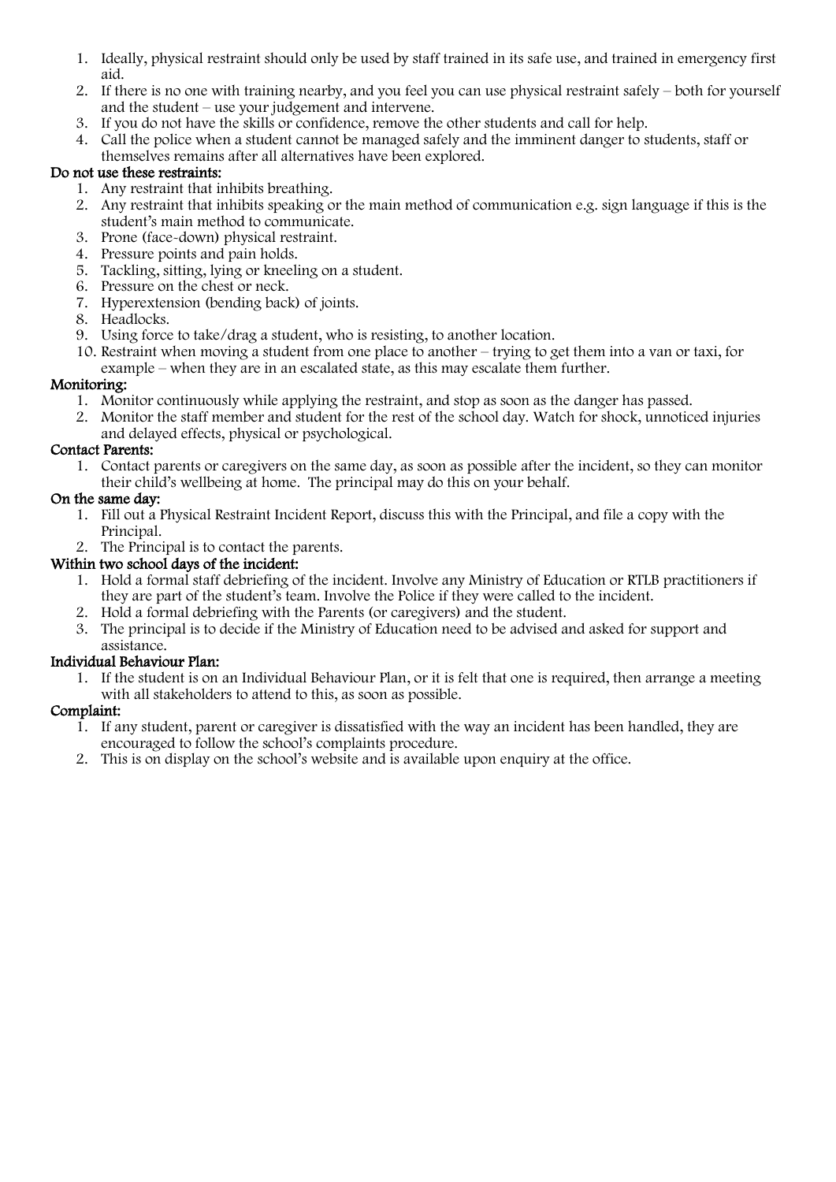1. Ideally, physical restraint should only be used by staff trained in its safe use, and trained in emergency first aid.
2. If there is no one with training nearby, and you feel you can use physical restraint safely – both for yourself and the student – use your judgement and intervene.
3. If you do not have the skills or confidence, remove the other students and call for help.
4. Call the police when a student cannot be managed safely and the imminent danger to students, staff or themselves remains after all alternatives have been explored.

**Do not use these restraints:**

1. Any restraint that inhibits breathing.
2. Any restraint that inhibits speaking or the main method of communication e.g. sign language if this is the student's main method to communicate.
3. Prone (face-down) physical restraint.
4. Pressure points and pain holds.
5. Tackling, sitting, lying or kneeling on a student.
6. Pressure on the chest or neck.
7. Hyperextension (bending back) of joints.
8. Headlocks.
9. Using force to take/drag a student, who is resisting, to another location.
10. Restraint when moving a student from one place to another – trying to get them into a van or taxi, for example – when they are in an escalated state, as this may escalate them further.

**Monitoring:**

1. Monitor continuously while applying the restraint, and stop as soon as the danger has passed.
2. Monitor the staff member and student for the rest of the school day. Watch for shock, unnoticed injuries and delayed effects, physical or psychological.

**Contact Parents:**

1. Contact parents or caregivers on the same day, as soon as possible after the incident, so they can monitor their child's wellbeing at home. The principal may do this on your behalf.

**On the same day:**

1. Fill out a Physical Restraint Incident Report, discuss this with the Principal, and file a copy with the Principal.
2. The Principal is to contact the parents.

**Within two school days of the incident:**

1. Hold a formal staff debriefing of the incident. Involve any Ministry of Education or RTLB practitioners if they are part of the student's team. Involve the Police if they were called to the incident.
2. Hold a formal debriefing with the Parents (or caregivers) and the student.
3. The principal is to decide if the Ministry of Education need to be advised and asked for support and assistance.

**Individual Behaviour Plan:**

1. If the student is on an Individual Behaviour Plan, or it is felt that one is required, then arrange a meeting with all stakeholders to attend to this, as soon as possible.

**Complaint:**

1. If any student, parent or caregiver is dissatisfied with the way an incident has been handled, they are encouraged to follow the school's complaints procedure.
2. This is on display on the school's website and is available upon enquiry at the office.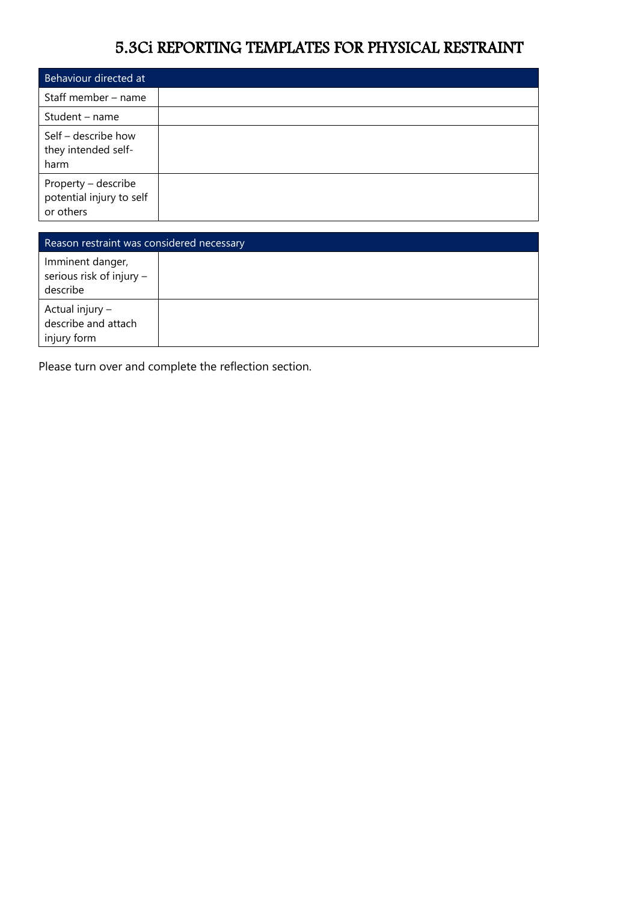# 5.3Ci REPORTING TEMPLATES FOR PHYSICAL RESTRAINT

| Behaviour directed at | |
|---|---|
| Staff member – name | |
| Student – name | |
| Self – describe how they intended self-harm | |
| Property – describe potential injury to self or others | |

| Reason restraint was considered necessary | |
|---|---|
| Imminent danger, serious risk of injury – describe | |
| Actual injury – describe and attach injury form | |

Please turn over and complete the reflection section.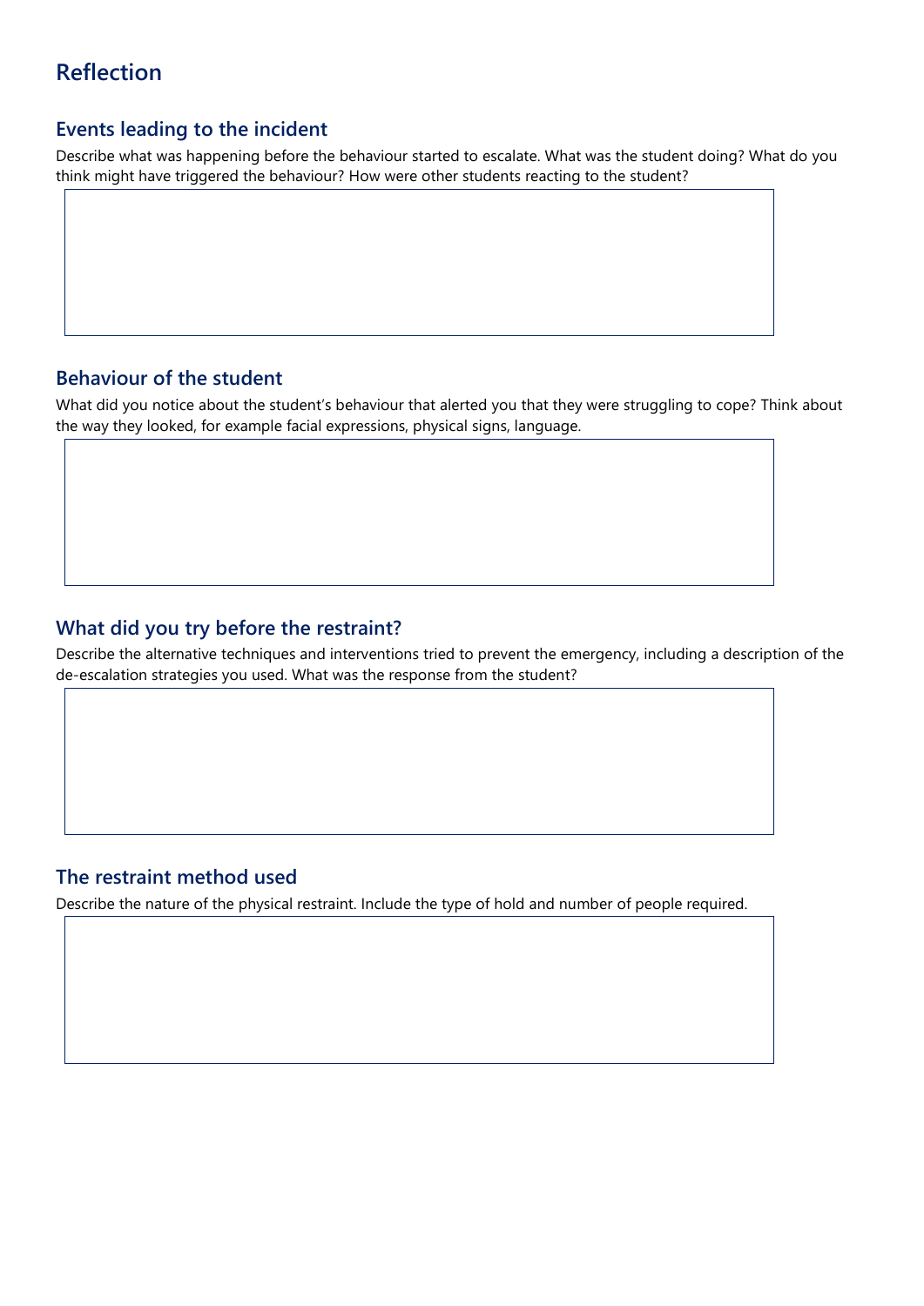# Reflection

## Events leading to the incident

Describe what was happening before the behaviour started to escalate. What was the student doing? What do you think might have triggered the behaviour? How were other students reacting to the student?

## Behaviour of the student

What did you notice about the student's behaviour that alerted you that they were struggling to cope? Think about the way they looked, for example facial expressions, physical signs, language.

## What did you try before the restraint?

Describe the alternative techniques and interventions tried to prevent the emergency, including a description of the de-escalation strategies you used. What was the response from the student?

## The restraint method used

Describe the nature of the physical restraint. Include the type of hold and number of people required.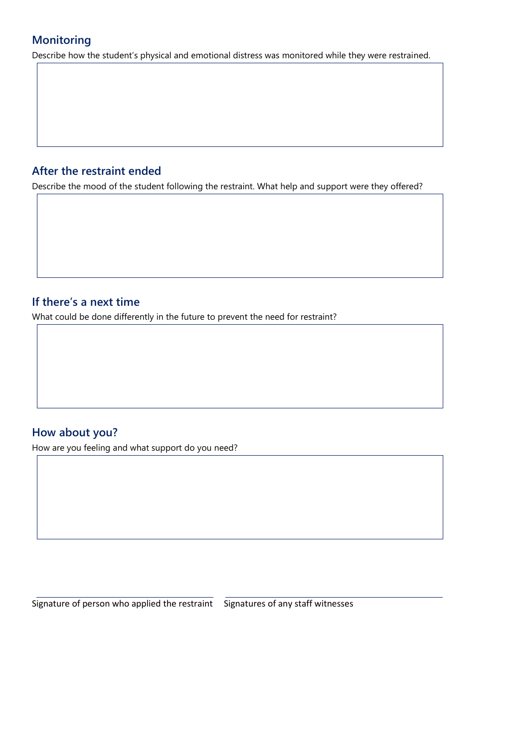## Monitoring

Describe how the student's physical and emotional distress was monitored while they were restrained.

## After the restraint ended

Describe the mood of the student following the restraint. What help and support were they offered?

## If there's a next time

What could be done differently in the future to prevent the need for restraint?

## How about you?

How are you feeling and what support do you need?

Signature of person who applied the restraint

Signatures of any staff witnesses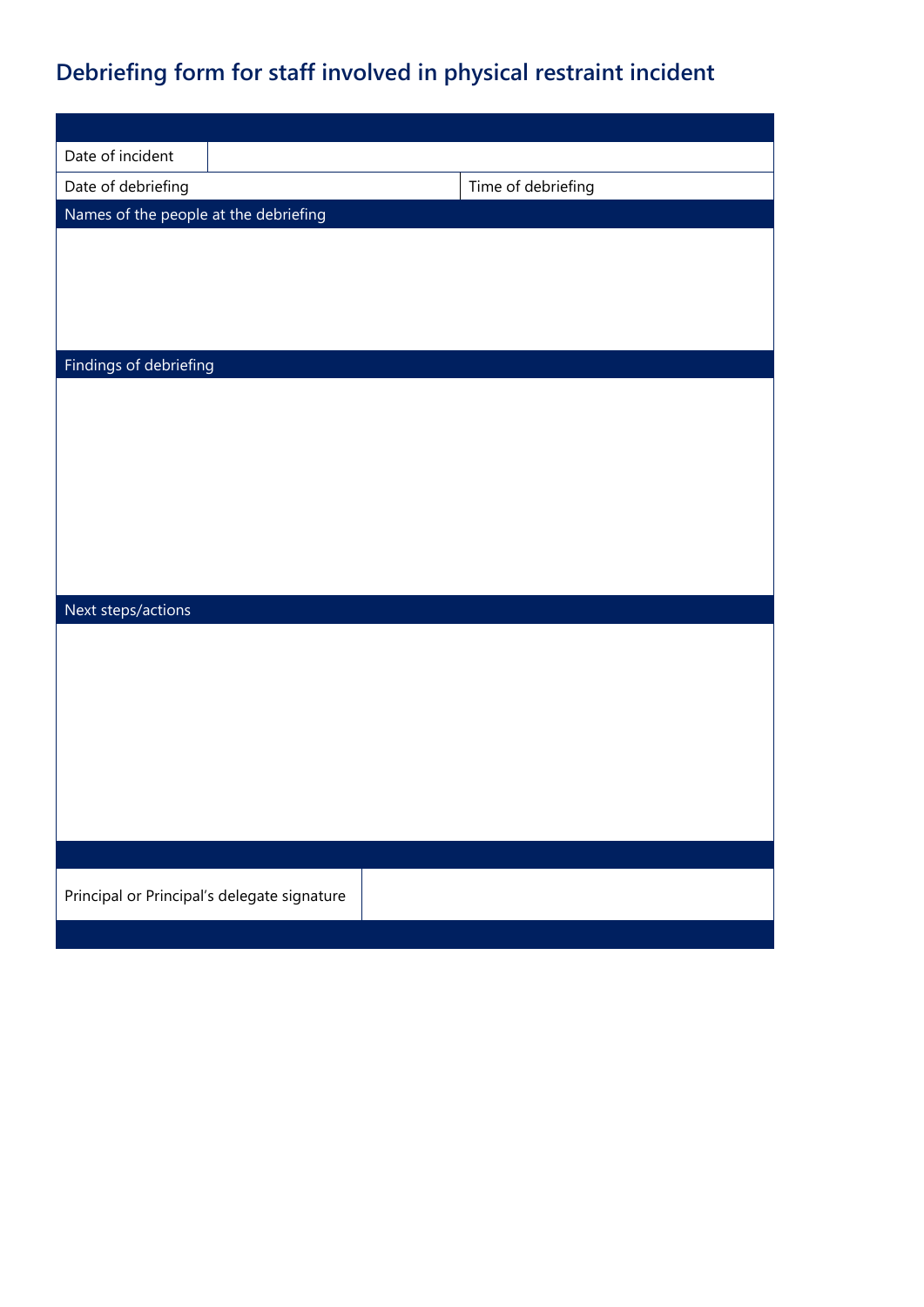## Debriefing form for staff involved in physical restraint incident

| | |
|---|---|
| Date of incident | |
| Date of debriefing | Time of debriefing |
| **Names of the people at the debriefing** | |
| | |
| **Findings of debriefing** | |
| | |
| **Next steps/actions** | |
| | |
| Principal or Principal's delegate signature | |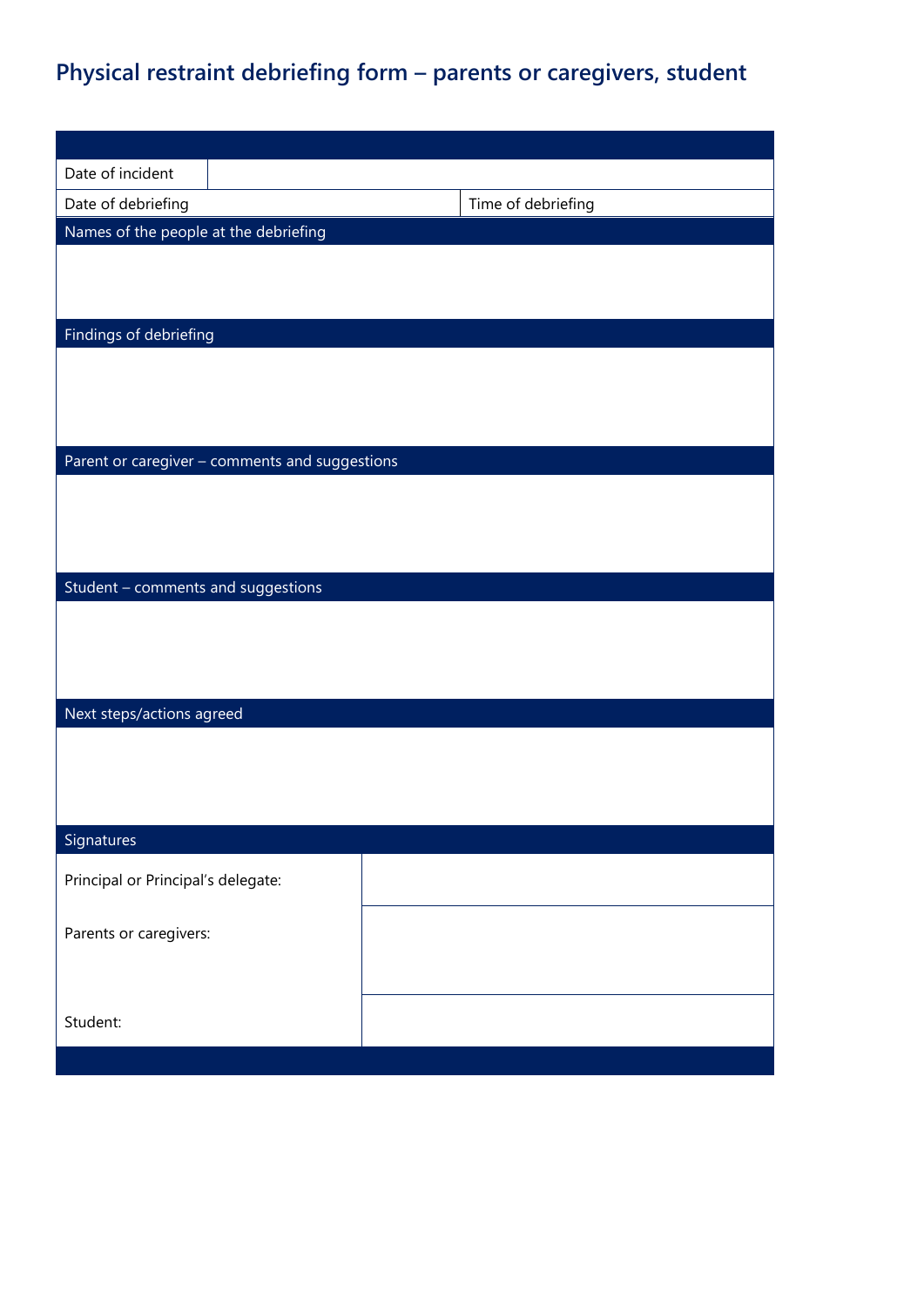# Physical restraint debriefing form – parents or caregivers, student

| | | | |
|---|---|---|---|
| Date of incident | | | |
| Date of debriefing | | Time of debriefing | |

**Names of the people at the debriefing**

**Findings of debriefing**

**Parent or caregiver – comments and suggestions**

**Student – comments and suggestions**

**Next steps/actions agreed**

**Signatures**

| | |
|---|---|
| Principal or Principal's delegate: | |
| Parents or caregivers: | |
| Student: | |